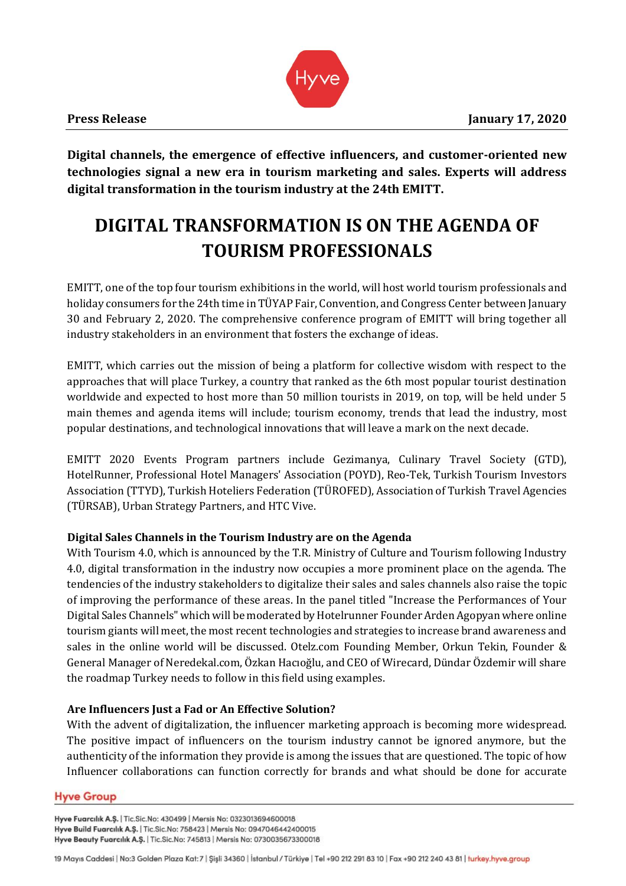**Press Release** **January 17, 2020**

**Digital channels, the emergence of effective influencers, and customer-oriented new technologies signal a new era in tourism marketing and sales. Experts will address digital transformation in the tourism industry at the 24th EMITT.**

# DIGITAL TRANSFORMATION IS ON THE AGENDA OF TOURISM PROFESSIONALS

EMITT, one of the top four tourism exhibitions in the world, will host world tourism professionals and holiday consumers for the 24th time in TÜYAP Fair, Convention, and Congress Center between January 30 and February 2, 2020. The comprehensive conference program of EMITT will bring together all industry stakeholders in an environment that fosters the exchange of ideas.

EMITT, which carries out the mission of being a platform for collective wisdom with respect to the approaches that will place Turkey, a country that ranked as the 6th most popular tourist destination worldwide and expected to host more than 50 million tourists in 2019, on top, will be held under 5 main themes and agenda items will include; tourism economy, trends that lead the industry, most popular destinations, and technological innovations that will leave a mark on the next decade.

EMITT 2020 Events Program partners include Gezimanya, Culinary Travel Society (GTD), HotelRunner, Professional Hotel Managers' Association (POYD), Reo-Tek, Turkish Tourism Investors Association (TTYD), Turkish Hoteliers Federation (TÜROFED), Association of Turkish Travel Agencies (TÜRSAB), Urban Strategy Partners, and HTC Vive.

**Digital Sales Channels in the Tourism Industry are on the Agenda**

With Tourism 4.0, which is announced by the T.R. Ministry of Culture and Tourism following Industry 4.0, digital transformation in the industry now occupies a more prominent place on the agenda. The tendencies of the industry stakeholders to digitalize their sales and sales channels also raise the topic of improving the performance of these areas. In the panel titled "Increase the Performances of Your Digital Sales Channels" which will be moderated by Hotelrunner Founder Arden Agopyan where online tourism giants will meet, the most recent technologies and strategies to increase brand awareness and sales in the online world will be discussed. Otelz.com Founding Member, Orkun Tekin, Founder & General Manager of Neredekal.com, Özkan Hacıoğlu, and CEO of Wirecard, Dündar Özdemir will share the roadmap Turkey needs to follow in this field using examples.

**Are Influencers Just a Fad or An Effective Solution?**

With the advent of digitalization, the influencer marketing approach is becoming more widespread. The positive impact of influencers on the tourism industry cannot be ignored anymore, but the authenticity of the information they provide is among the issues that are questioned. The topic of how Influencer collaborations can function correctly for brands and what should be done for accurate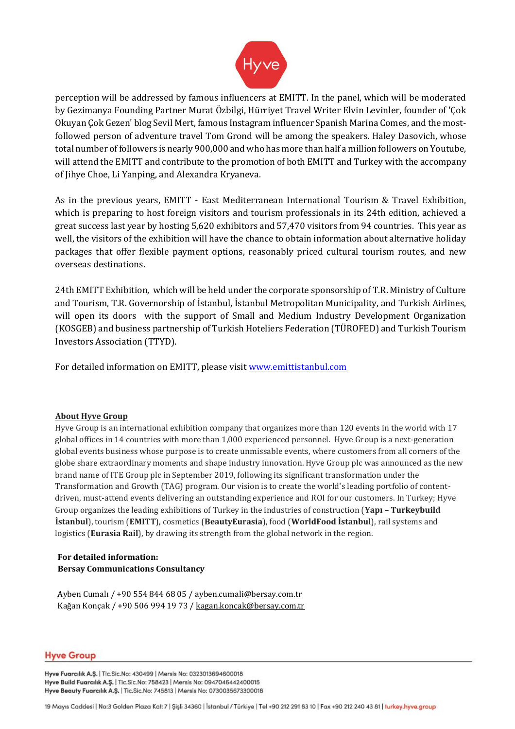perception will be addressed by famous influencers at EMITT. In the panel, which will be moderated by Gezimanya Founding Partner Murat Özbilgi, Hürriyet Travel Writer Elvin Levinler, founder of 'Çok Okuyan Çok Gezen' blog Sevil Mert, famous Instagram influencer Spanish Marina Comes, and the most-followed person of adventure travel Tom Grond will be among the speakers. Haley Dasovich, whose total number of followers is nearly 900,000 and who has more than half a million followers on Youtube, will attend the EMITT and contribute to the promotion of both EMITT and Turkey with the accompany of Jihye Choe, Li Yanping, and Alexandra Kryaneva.

As in the previous years, EMITT - East Mediterranean International Tourism & Travel Exhibition, which is preparing to host foreign visitors and tourism professionals in its 24th edition, achieved a great success last year by hosting 5,620 exhibitors and 57,470 visitors from 94 countries. This year as well, the visitors of the exhibition will have the chance to obtain information about alternative holiday packages that offer flexible payment options, reasonably priced cultural tourism routes, and new overseas destinations.

24th EMITT Exhibition, which will be held under the corporate sponsorship of T.R. Ministry of Culture and Tourism, T.R. Governorship of İstanbul, İstanbul Metropolitan Municipality, and Turkish Airlines, will open its doors with the support of Small and Medium Industry Development Organization (KOSGEB) and business partnership of Turkish Hoteliers Federation (TÜROFED) and Turkish Tourism Investors Association (TTYD).

For detailed information on EMITT, please visit www.emittistanbul.com

**About Hyve Group**

Hyve Group is an international exhibition company that organizes more than 120 events in the world with 17 global offices in 14 countries with more than 1,000 experienced personnel. Hyve Group is a next-generation global events business whose purpose is to create unmissable events, where customers from all corners of the globe share extraordinary moments and shape industry innovation. Hyve Group plc was announced as the new brand name of ITE Group plc in September 2019, following its significant transformation under the Transformation and Growth (TAG) program. Our vision is to create the world's leading portfolio of content-driven, must-attend events delivering an outstanding experience and ROI for our customers. In Turkey; Hyve Group organizes the leading exhibitions of Turkey in the industries of construction (**Yapı – Turkeybuild İstanbul**), tourism (**EMITT**), cosmetics (**BeautyEurasia**), food (**WorldFood İstanbul**), rail systems and logistics (**Eurasia Rail**), by drawing its strength from the global network in the region.

**For detailed information:**
**Bersay Communications Consultancy**

Ayben Cumalı / +90 554 844 68 05 / ayben.cumali@bersay.com.tr
Kağan Konçak / +90 506 994 19 73 / kagan.koncak@bersay.com.tr

Hyve Group

Hyve Fuarcılık A.Ş. | Tic.Sic.No: 430499 | Mersis No: 0323013694600018
Hyve Build Fuarcılık A.Ş. | Tic.Sic.No: 758423 | Mersis No: 0947046442400015
Hyve Beauty Fuarcılık A.Ş. | Tic.Sic.No: 745813 | Mersis No: 0730035673300018

19 Mayıs Caddesi | No:3 Golden Plaza Kat:7 | Şişli 34360 | İstanbul / Türkiye | Tel +90 212 291 83 10 | Fax +90 212 240 43 81 | turkey.hyve.group